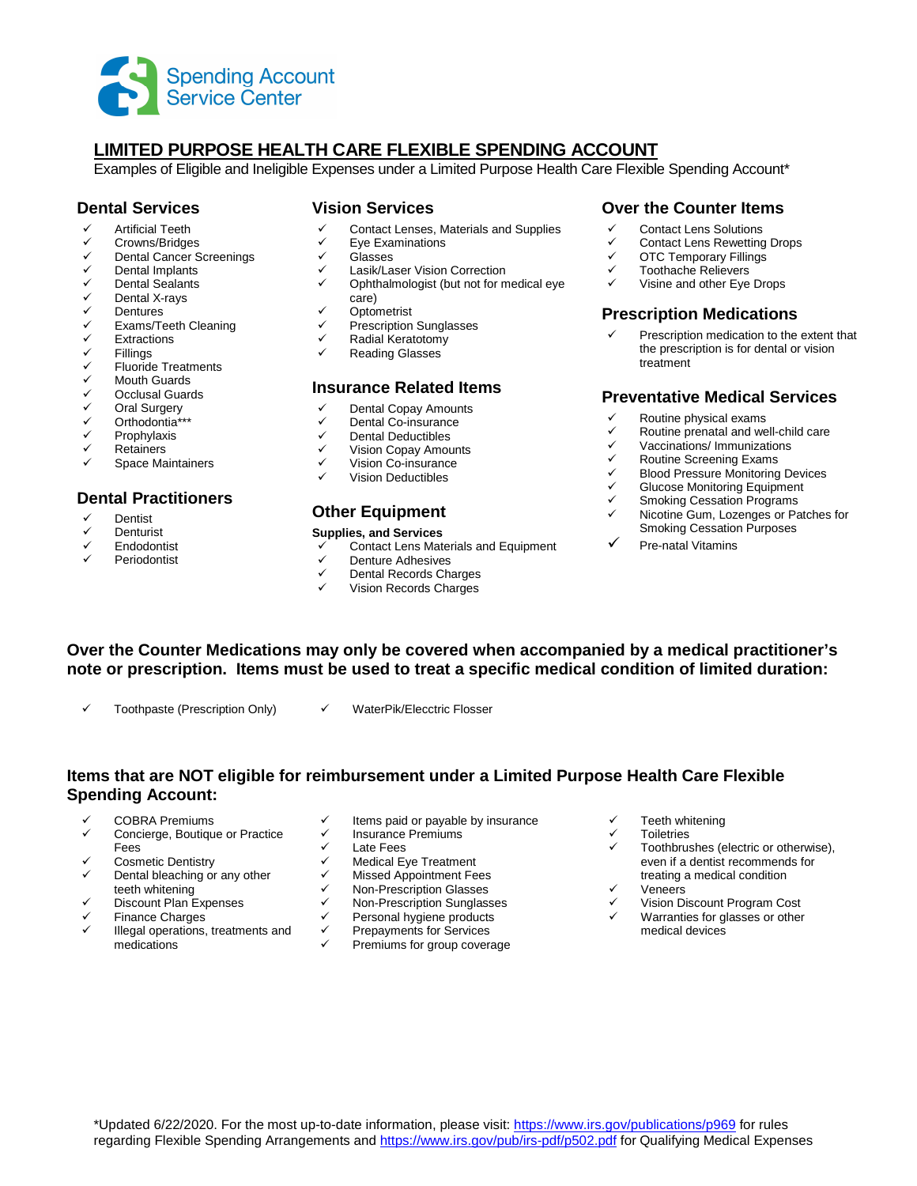Spending Account Service Center

# LIMITED PURPOSE HEALTH CARE FLEXIBLE SPENDING ACCOUNT

Examples of Eligible and Ineligible Expenses under a Limited Purpose Health Care Flexible Spending Account*

## Dental Services

- ✓ Artificial Teeth
- ✓ Crowns/Bridges
- ✓ Dental Cancer Screenings
- ✓ Dental Implants
- ✓ Dental Sealants
- ✓ Dental X-rays
- ✓ Dentures
- ✓ Exams/Teeth Cleaning
- ✓ Extractions
- ✓ Fillings
- ✓ Fluoride Treatments
- ✓ Mouth Guards
- ✓ Occlusal Guards
- ✓ Oral Surgery
- ✓ Orthodontia***
- ✓ Prophylaxis
- ✓ Retainers
- ✓ Space Maintainers

## Dental Practitioners

- ✓ Dentist
- ✓ Denturist
- ✓ Endodontist
- ✓ Periodontist

## Vision Services

- ✓ Contact Lenses, Materials and Supplies
- ✓ Eye Examinations
- ✓ Glasses
- ✓ Lasik/Laser Vision Correction
- ✓ Ophthalmologist (but not for medical eye care)
- ✓ Optometrist
- ✓ Prescription Sunglasses
- ✓ Radial Keratotomy
- ✓ Reading Glasses

## Insurance Related Items

- ✓ Dental Copay Amounts
- ✓ Dental Co-insurance
- ✓ Dental Deductibles
- ✓ Vision Copay Amounts
- ✓ Vision Co-insurance
- ✓ Vision Deductibles

## Other Equipment

**Supplies, and Services**

- ✓ Contact Lens Materials and Equipment
- ✓ Denture Adhesives
- ✓ Dental Records Charges
- ✓ Vision Records Charges

## Over the Counter Items

- ✓ Contact Lens Solutions
- ✓ Contact Lens Rewetting Drops
- ✓ OTC Temporary Fillings
- ✓ Toothache Relievers
- ✓ Visine and other Eye Drops

## Prescription Medications

- ✓ Prescription medication to the extent that the prescription is for dental or vision treatment

## Preventative Medical Services

- ✓ Routine physical exams
- ✓ Routine prenatal and well-child care
- ✓ Vaccinations/ Immunizations
- ✓ Routine Screening Exams
- ✓ Blood Pressure Monitoring Devices
- ✓ Glucose Monitoring Equipment
- ✓ Smoking Cessation Programs
- ✓ Nicotine Gum, Lozenges or Patches for Smoking Cessation Purposes
- ✓ Pre-natal Vitamins

**Over the Counter Medications may only be covered when accompanied by a medical practitioner's note or prescription. Items must be used to treat a specific medical condition of limited duration:**

- ✓ Toothpaste (Prescription Only)
- ✓ WaterPik/Elecctric Flosser

## Items that are NOT eligible for reimbursement under a Limited Purpose Health Care Flexible Spending Account:

- ✓ COBRA Premiums
- ✓ Concierge, Boutique or Practice Fees
- ✓ Cosmetic Dentistry
- ✓ Dental bleaching or any other teeth whitening
- ✓ Discount Plan Expenses
- ✓ Finance Charges
- ✓ Illegal operations, treatments and medications
- ✓ Items paid or payable by insurance
- ✓ Insurance Premiums
- ✓ Late Fees
- ✓ Medical Eye Treatment
- ✓ Missed Appointment Fees
- ✓ Non-Prescription Glasses
- ✓ Non-Prescription Sunglasses
- ✓ Personal hygiene products
- ✓ Prepayments for Services
- ✓ Premiums for group coverage
- ✓ Teeth whitening
- ✓ Toiletries
- ✓ Toothbrushes (electric or otherwise), even if a dentist recommends for treating a medical condition
- ✓ Veneers
- ✓ Vision Discount Program Cost
- ✓ Warranties for glasses or other medical devices

*Updated 6/22/2020. For the most up-to-date information, please visit: https://www.irs.gov/publications/p969 for rules regarding Flexible Spending Arrangements and https://www.irs.gov/pub/irs-pdf/p502.pdf for Qualifying Medical Expenses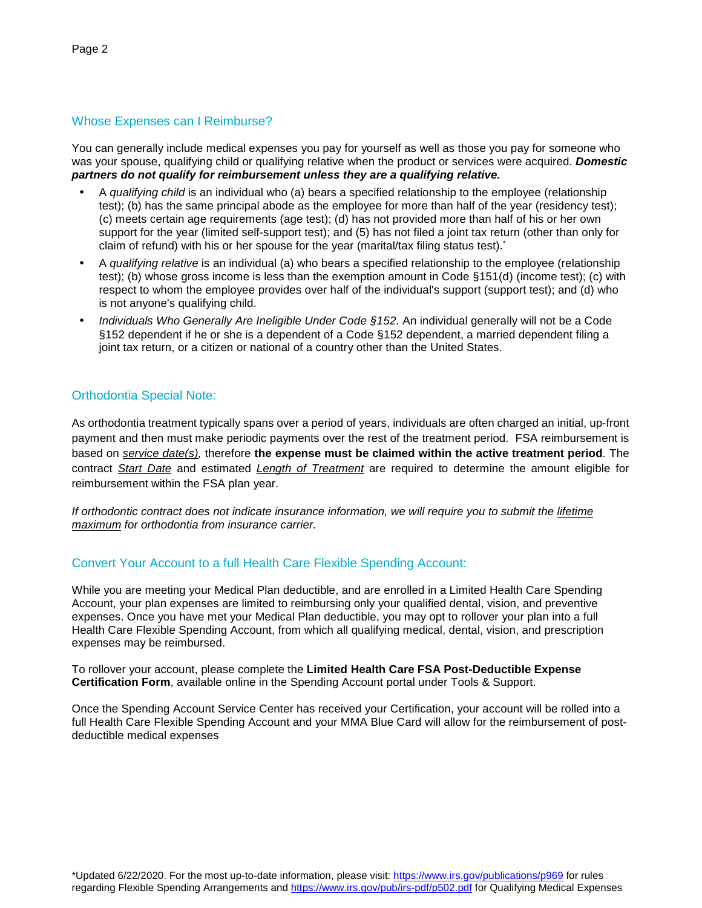## Whose Expenses can I Reimburse?

You can generally include medical expenses you pay for yourself as well as those you pay for someone who was your spouse, qualifying child or qualifying relative when the product or services were acquired. ***Domestic partners do not qualify for reimbursement unless they are a qualifying relative.***

- A *qualifying child* is an individual who (a) bears a specified relationship to the employee (relationship test); (b) has the same principal abode as the employee for more than half of the year (residency test); (c) meets certain age requirements (age test); (d) has not provided more than half of his or her own support for the year (limited self-support test); and (5) has not filed a joint tax return (other than only for claim of refund) with his or her spouse for the year (marital/tax filing status test).*
- A *qualifying relative* is an individual (a) who bears a specified relationship to the employee (relationship test); (b) whose gross income is less than the exemption amount in Code §151(d) (income test); (c) with respect to whom the employee provides over half of the individual's support (support test); and (d) who is not anyone's qualifying child.
- *Individuals Who Generally Are Ineligible Under Code §152.* An individual generally will not be a Code §152 dependent if he or she is a dependent of a Code §152 dependent, a married dependent filing a joint tax return, or a citizen or national of a country other than the United States.

## Orthodontia Special Note:

As orthodontia treatment typically spans over a period of years, individuals are often charged an initial, up-front payment and then must make periodic payments over the rest of the treatment period. FSA reimbursement is based on *service date(s)*, therefore **the expense must be claimed within the active treatment period**. The contract *Start Date* and estimated *Length of Treatment* are required to determine the amount eligible for reimbursement within the FSA plan year.

*If orthodontic contract does not indicate insurance information, we will require you to submit the lifetime maximum for orthodontia from insurance carrier.*

## Convert Your Account to a full Health Care Flexible Spending Account:

While you are meeting your Medical Plan deductible, and are enrolled in a Limited Health Care Spending Account, your plan expenses are limited to reimbursing only your qualified dental, vision, and preventive expenses. Once you have met your Medical Plan deductible, you may opt to rollover your plan into a full Health Care Flexible Spending Account, from which all qualifying medical, dental, vision, and prescription expenses may be reimbursed.

To rollover your account, please complete the **Limited Health Care FSA Post-Deductible Expense Certification Form**, available online in the Spending Account portal under Tools & Support.

Once the Spending Account Service Center has received your Certification, your account will be rolled into a full Health Care Flexible Spending Account and your MMA Blue Card will allow for the reimbursement of post-deductible medical expenses

*Updated 6/22/2020. For the most up-to-date information, please visit: https://www.irs.gov/publications/p969 for rules regarding Flexible Spending Arrangements and https://www.irs.gov/pub/irs-pdf/p502.pdf for Qualifying Medical Expenses